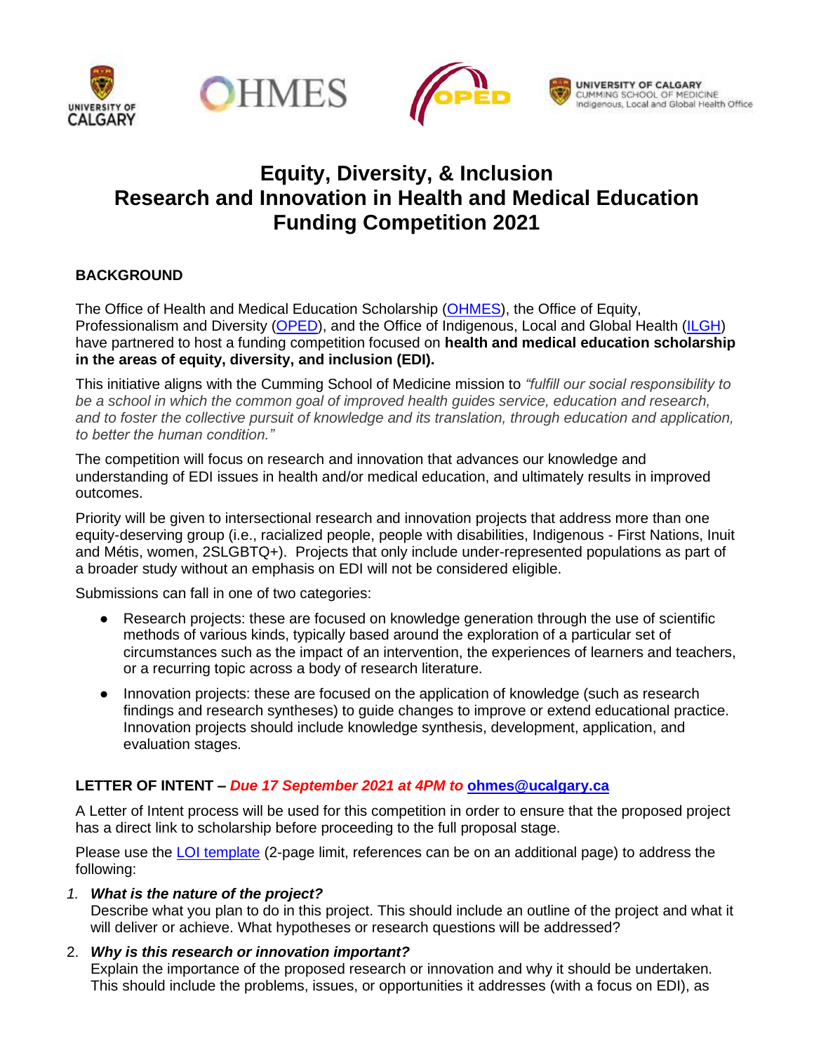# Equity, Diversity, & Inclusion Research and Innovation in Health and Medical Education Funding Competition 2021

## BACKGROUND

The Office of Health and Medical Education Scholarship (OHMES), the Office of Equity, Professionalism and Diversity (OPED), and the Office of Indigenous, Local and Global Health (ILGH) have partnered to host a funding competition focused on **health and medical education scholarship in the areas of equity, diversity, and inclusion (EDI).**

This initiative aligns with the Cumming School of Medicine mission to *"fulfill our social responsibility to be a school in which the common goal of improved health guides service, education and research, and to foster the collective pursuit of knowledge and its translation, through education and application, to better the human condition."*

The competition will focus on research and innovation that advances our knowledge and understanding of EDI issues in health and/or medical education, and ultimately results in improved outcomes.

Priority will be given to intersectional research and innovation projects that address more than one equity-deserving group (i.e., racialized people, people with disabilities, Indigenous - First Nations, Inuit and Métis, women, 2SLGBTQ+). Projects that only include under-represented populations as part of a broader study without an emphasis on EDI will not be considered eligible.

Submissions can fall in one of two categories:

- Research projects: these are focused on knowledge generation through the use of scientific methods of various kinds, typically based around the exploration of a particular set of circumstances such as the impact of an intervention, the experiences of learners and teachers, or a recurring topic across a body of research literature.
- Innovation projects: these are focused on the application of knowledge (such as research findings and research syntheses) to guide changes to improve or extend educational practice. Innovation projects should include knowledge synthesis, development, application, and evaluation stages.

## LETTER OF INTENT – *Due 17 September 2021 at 4PM to* ohmes@ucalgary.ca

A Letter of Intent process will be used for this competition in order to ensure that the proposed project has a direct link to scholarship before proceeding to the full proposal stage.

Please use the LOI template (2-page limit, references can be on an additional page) to address the following:

1. ***What is the nature of the project?***
   Describe what you plan to do in this project. This should include an outline of the project and what it will deliver or achieve. What hypotheses or research questions will be addressed?
2. ***Why is this research or innovation important?***
   Explain the importance of the proposed research or innovation and why it should be undertaken. This should include the problems, issues, or opportunities it addresses (with a focus on EDI), as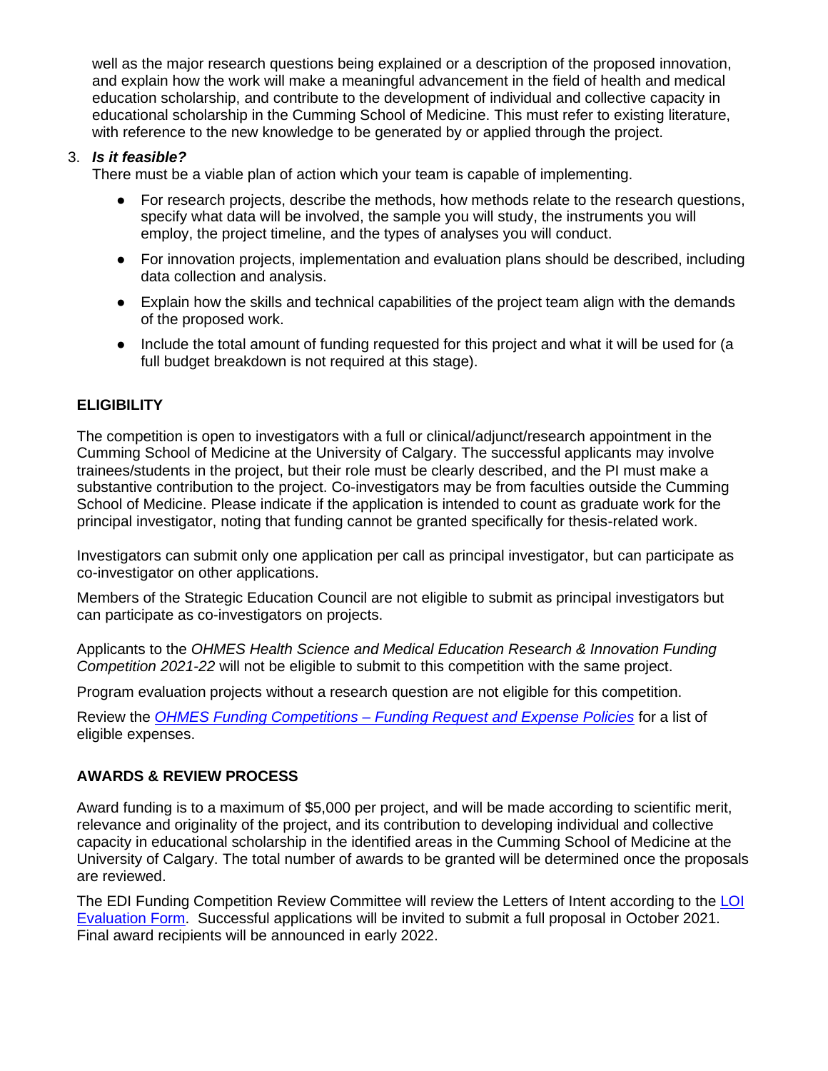well as the major research questions being explained or a description of the proposed innovation, and explain how the work will make a meaningful advancement in the field of health and medical education scholarship, and contribute to the development of individual and collective capacity in educational scholarship in the Cumming School of Medicine. This must refer to existing literature, with reference to the new knowledge to be generated by or applied through the project.

3. ***Is it feasible?***
   There must be a viable plan of action which your team is capable of implementing.

   - For research projects, describe the methods, how methods relate to the research questions, specify what data will be involved, the sample you will study, the instruments you will employ, the project timeline, and the types of analyses you will conduct.
   - For innovation projects, implementation and evaluation plans should be described, including data collection and analysis.
   - Explain how the skills and technical capabilities of the project team align with the demands of the proposed work.
   - Include the total amount of funding requested for this project and what it will be used for (a full budget breakdown is not required at this stage).

## ELIGIBILITY

The competition is open to investigators with a full or clinical/adjunct/research appointment in the Cumming School of Medicine at the University of Calgary. The successful applicants may involve trainees/students in the project, but their role must be clearly described, and the PI must make a substantive contribution to the project. Co-investigators may be from faculties outside the Cumming School of Medicine. Please indicate if the application is intended to count as graduate work for the principal investigator, noting that funding cannot be granted specifically for thesis-related work.

Investigators can submit only one application per call as principal investigator, but can participate as co-investigator on other applications.

Members of the Strategic Education Council are not eligible to submit as principal investigators but can participate as co-investigators on projects.

Applicants to the *OHMES Health Science and Medical Education Research & Innovation Funding Competition 2021-22* will not be eligible to submit to this competition with the same project.

Program evaluation projects without a research question are not eligible for this competition.

Review the *OHMES Funding Competitions – Funding Request and Expense Policies* for a list of eligible expenses.

## AWARDS & REVIEW PROCESS

Award funding is to a maximum of $5,000 per project, and will be made according to scientific merit, relevance and originality of the project, and its contribution to developing individual and collective capacity in educational scholarship in the identified areas in the Cumming School of Medicine at the University of Calgary. The total number of awards to be granted will be determined once the proposals are reviewed.

The EDI Funding Competition Review Committee will review the Letters of Intent according to the LOI Evaluation Form. Successful applications will be invited to submit a full proposal in October 2021. Final award recipients will be announced in early 2022.